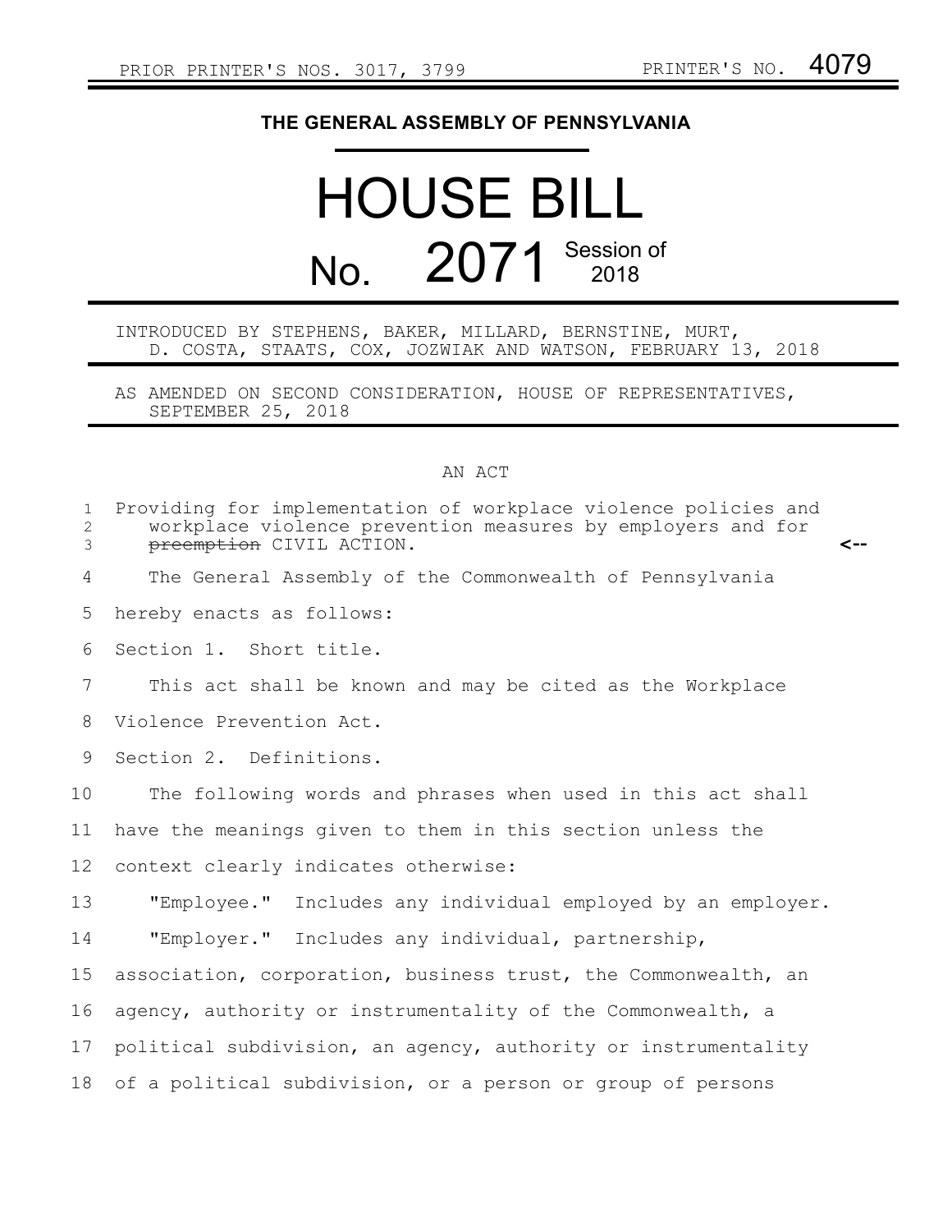PRIOR PRINTER'S NOS. 3017, 3799 PRINTER'S NO. 4079

**THE GENERAL ASSEMBLY OF PENNSYLVANIA**

# HOUSE BILL

## No. 2071 Session of 2018

INTRODUCED BY STEPHENS, BAKER, MILLARD, BERNSTINE, MURT, D. COSTA, STAATS, COX, JOZWIAK AND WATSON, FEBRUARY 13, 2018

AS AMENDED ON SECOND CONSIDERATION, HOUSE OF REPRESENTATIVES, SEPTEMBER 25, 2018

AN ACT

Providing for implementation of workplace violence policies and workplace violence prevention measures by employers and for ~~preemption~~ CIVIL ACTION.

The General Assembly of the Commonwealth of Pennsylvania hereby enacts as follows:

Section 1. Short title.

This act shall be known and may be cited as the Workplace Violence Prevention Act.

Section 2. Definitions.

The following words and phrases when used in this act shall have the meanings given to them in this section unless the context clearly indicates otherwise:

"Employee." Includes any individual employed by an employer.

"Employer." Includes any individual, partnership, association, corporation, business trust, the Commonwealth, an agency, authority or instrumentality of the Commonwealth, a political subdivision, an agency, authority or instrumentality of a political subdivision, or a person or group of persons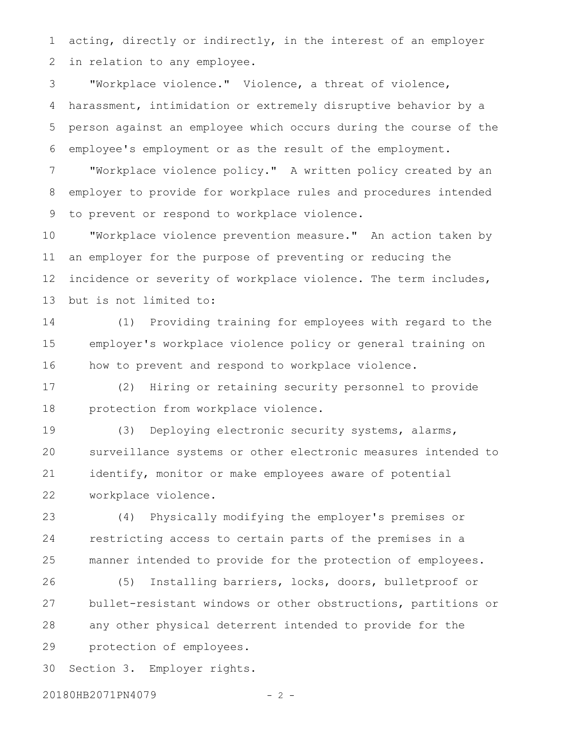acting, directly or indirectly, in the interest of an employer in relation to any employee.

"Workplace violence." Violence, a threat of violence, harassment, intimidation or extremely disruptive behavior by a person against an employee which occurs during the course of the employee's employment or as the result of the employment.

"Workplace violence policy." A written policy created by an employer to provide for workplace rules and procedures intended to prevent or respond to workplace violence.

"Workplace violence prevention measure." An action taken by an employer for the purpose of preventing or reducing the incidence or severity of workplace violence. The term includes, but is not limited to:

(1) Providing training for employees with regard to the employer's workplace violence policy or general training on how to prevent and respond to workplace violence.

(2) Hiring or retaining security personnel to provide protection from workplace violence.

(3) Deploying electronic security systems, alarms, surveillance systems or other electronic measures intended to identify, monitor or make employees aware of potential workplace violence.

(4) Physically modifying the employer's premises or restricting access to certain parts of the premises in a manner intended to provide for the protection of employees.

(5) Installing barriers, locks, doors, bulletproof or bullet-resistant windows or other obstructions, partitions or any other physical deterrent intended to provide for the protection of employees.

Section 3. Employer rights.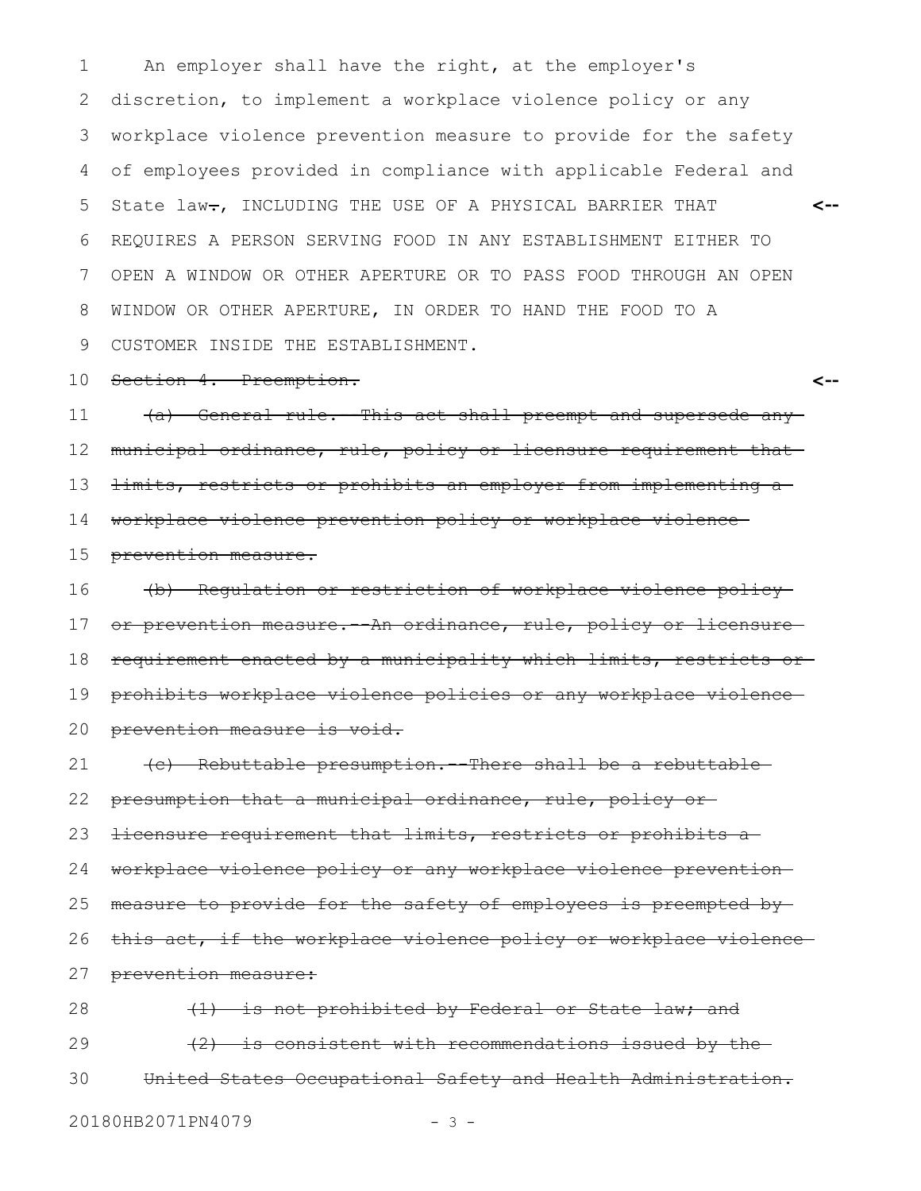An employer shall have the right, at the employer's discretion, to implement a workplace violence policy or any workplace violence prevention measure to provide for the safety of employees provided in compliance with applicable Federal and State law~~.~~, INCLUDING THE USE OF A PHYSICAL BARRIER THAT REQUIRES A PERSON SERVING FOOD IN ANY ESTABLISHMENT EITHER TO OPEN A WINDOW OR OTHER APERTURE OR TO PASS FOOD THROUGH AN OPEN WINDOW OR OTHER APERTURE, IN ORDER TO HAND THE FOOD TO A CUSTOMER INSIDE THE ESTABLISHMENT.

~~Section 4. Preemption.~~

~~(a) General rule. This act shall preempt and supersede any municipal ordinance, rule, policy or licensure requirement that limits, restricts or prohibits an employer from implementing a workplace violence prevention policy or workplace violence prevention measure.~~

~~(b) Regulation or restriction of workplace violence policy or prevention measure.--An ordinance, rule, policy or licensure requirement enacted by a municipality which limits, restricts or prohibits workplace violence policies or any workplace violence prevention measure is void.~~

~~(c) Rebuttable presumption.--There shall be a rebuttable presumption that a municipal ordinance, rule, policy or licensure requirement that limits, restricts or prohibits a workplace violence policy or any workplace violence prevention measure to provide for the safety of employees is preempted by this act, if the workplace violence policy or workplace violence prevention measure:~~

~~(1) is not prohibited by Federal or State law; and~~

~~(2) is consistent with recommendations issued by the United States Occupational Safety and Health Administration.~~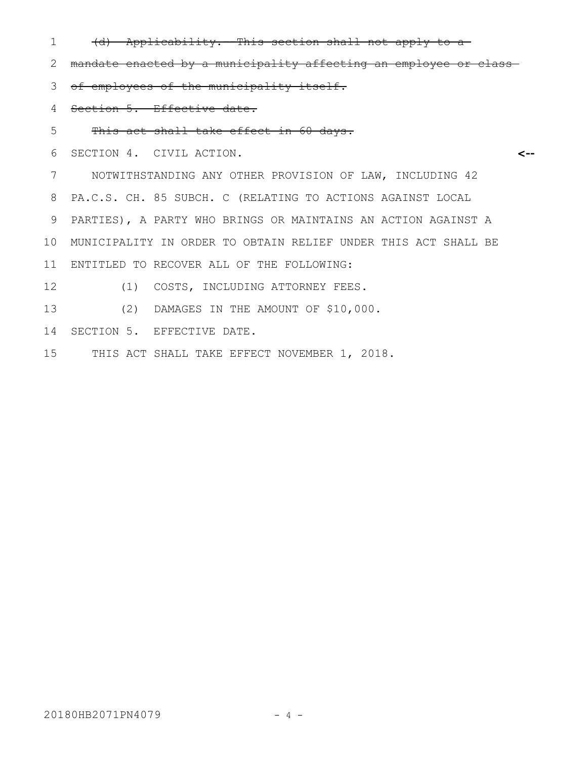~~(d) Applicability. This section shall not apply to a mandate enacted by a municipality affecting an employee or class of employees of the municipality itself.~~

~~Section 5. Effective date.~~

~~This act shall take effect in 60 days.~~

SECTION 4. CIVIL ACTION.

NOTWITHSTANDING ANY OTHER PROVISION OF LAW, INCLUDING 42 PA.C.S. CH. 85 SUBCH. C (RELATING TO ACTIONS AGAINST LOCAL PARTIES), A PARTY WHO BRINGS OR MAINTAINS AN ACTION AGAINST A MUNICIPALITY IN ORDER TO OBTAIN RELIEF UNDER THIS ACT SHALL BE ENTITLED TO RECOVER ALL OF THE FOLLOWING:

(1) COSTS, INCLUDING ATTORNEY FEES.

(2) DAMAGES IN THE AMOUNT OF $10,000.

SECTION 5. EFFECTIVE DATE.

THIS ACT SHALL TAKE EFFECT NOVEMBER 1, 2018.